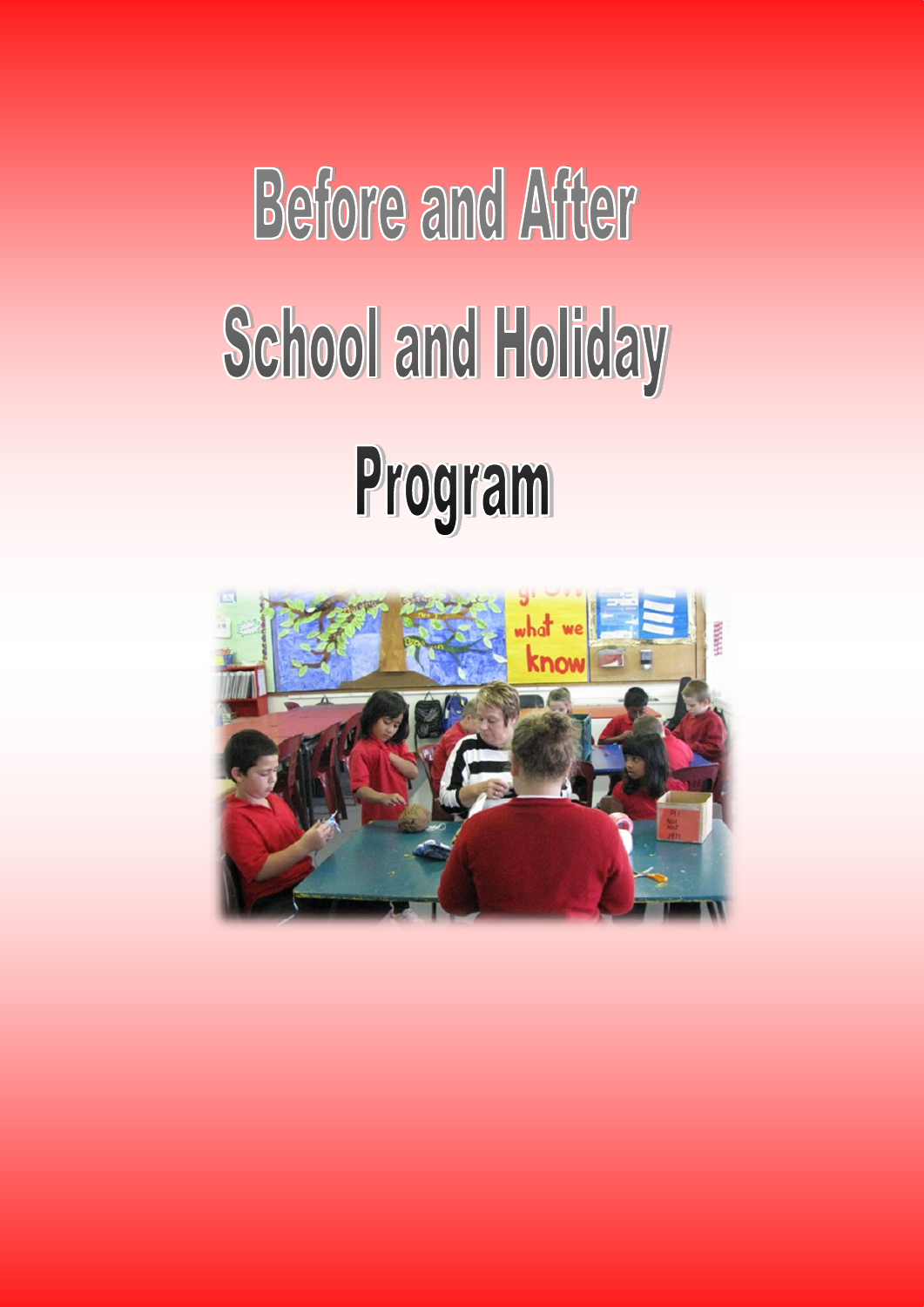# Before and After School and Holiday Program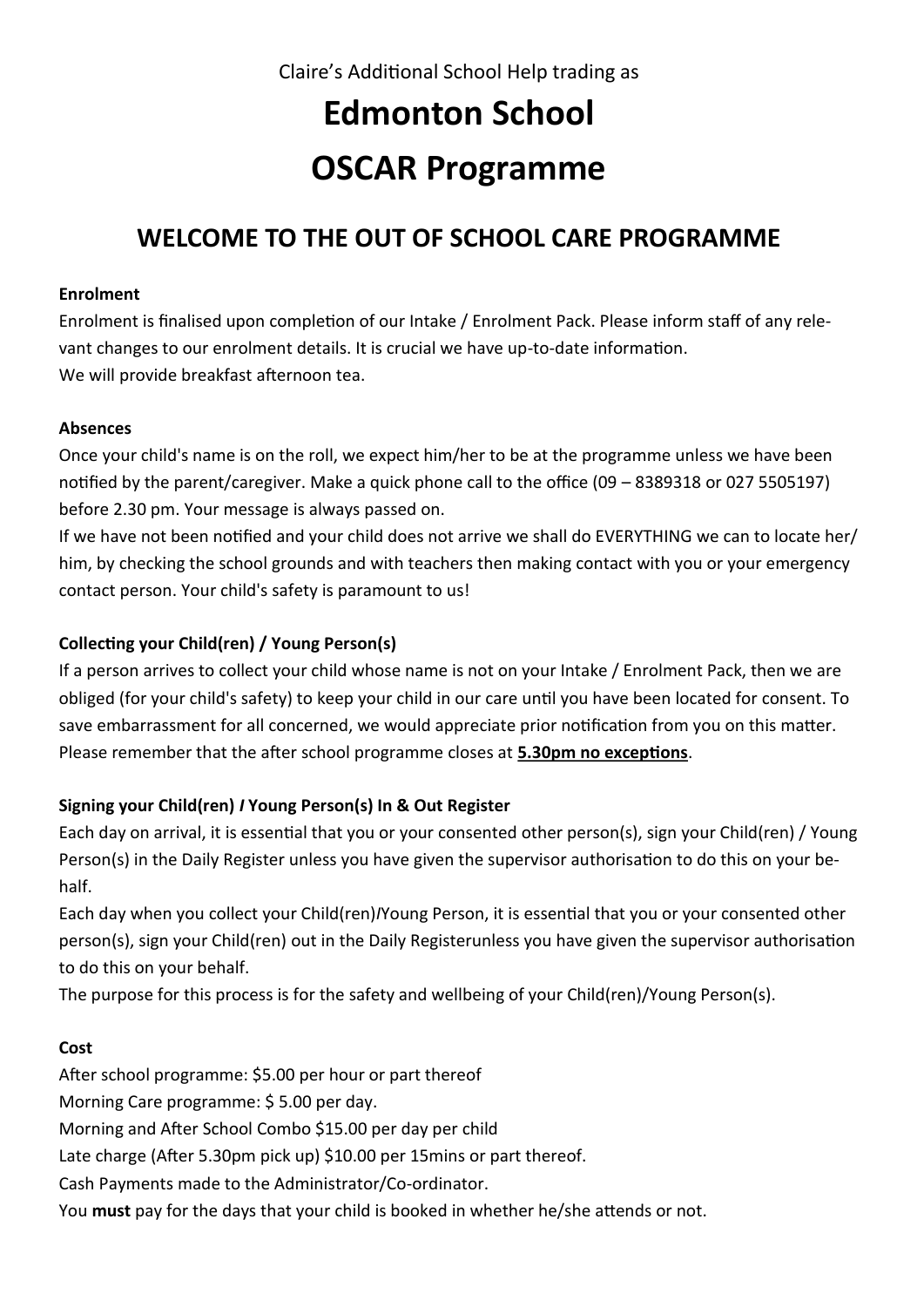Claire's Additional School Help trading as

# Edmonton School

# OSCAR Programme

## WELCOME TO THE OUT OF SCHOOL CARE PROGRAMME

**Enrolment**

Enrolment is finalised upon completion of our Intake / Enrolment Pack. Please inform staff of any relevant changes to our enrolment details. It is crucial we have up-to-date information.
We will provide breakfast afternoon tea.

**Absences**

Once your child's name is on the roll, we expect him/her to be at the programme unless we have been notified by the parent/caregiver. Make a quick phone call to the office (09 – 8389318 or 027 5505197) before 2.30 pm. Your message is always passed on.
If we have not been notified and your child does not arrive we shall do EVERYTHING we can to locate her/him, by checking the school grounds and with teachers then making contact with you or your emergency contact person. Your child's safety is paramount to us!

**Collecting your Child(ren) / Young Person(s)**

If a person arrives to collect your child whose name is not on your Intake / Enrolment Pack, then we are obliged (for your child's safety) to keep your child in our care until you have been located for consent. To save embarrassment for all concerned, we would appreciate prior notification from you on this matter.
Please remember that the after school programme closes at **5.30pm no exceptions**.

**Signing your Child(ren) / Young Person(s) In & Out Register**

Each day on arrival, it is essential that you or your consented other person(s), sign your Child(ren) / Young Person(s) in the Daily Register unless you have given the supervisor authorisation to do this on your behalf.
Each day when you collect your Child(ren)/Young Person, it is essential that you or your consented other person(s), sign your Child(ren) out in the Daily Registerunless you have given the supervisor authorisation to do this on your behalf.
The purpose for this process is for the safety and wellbeing of your Child(ren)/Young Person(s).

**Cost**

After school programme: $5.00 per hour or part thereof
Morning Care programme: $ 5.00 per day.
Morning and After School Combo $15.00 per day per child
Late charge (After 5.30pm pick up) $10.00 per 15mins or part thereof.
Cash Payments made to the Administrator/Co-ordinator.
You **must** pay for the days that your child is booked in whether he/she attends or not.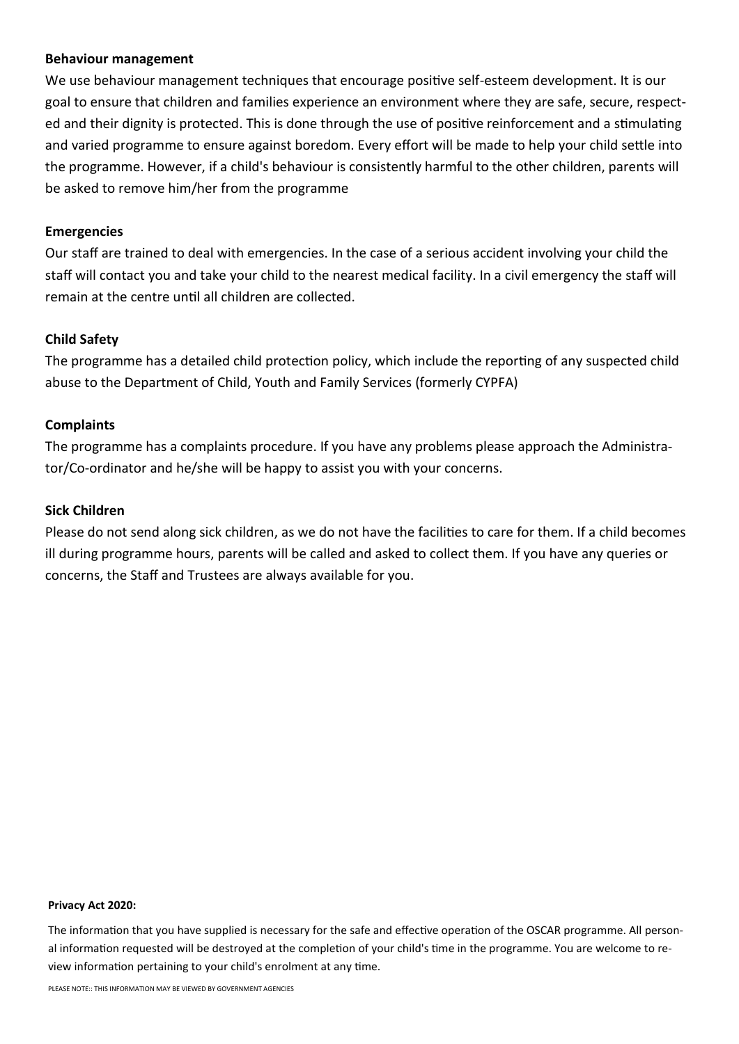## Behaviour management

We use behaviour management techniques that encourage positive self-esteem development. It is our goal to ensure that children and families experience an environment where they are safe, secure, respected and their dignity is protected. This is done through the use of positive reinforcement and a stimulating and varied programme to ensure against boredom. Every effort will be made to help your child settle into the programme. However, if a child's behaviour is consistently harmful to the other children, parents will be asked to remove him/her from the programme

## Emergencies

Our staff are trained to deal with emergencies. In the case of a serious accident involving your child the staff will contact you and take your child to the nearest medical facility. In a civil emergency the staff will remain at the centre until all children are collected.

## Child Safety

The programme has a detailed child protection policy, which include the reporting of any suspected child abuse to the Department of Child, Youth and Family Services (formerly CYPFA)

## Complaints

The programme has a complaints procedure. If you have any problems please approach the Administrator/Co-ordinator and he/she will be happy to assist you with your concerns.

## Sick Children

Please do not send along sick children, as we do not have the facilities to care for them. If a child becomes ill during programme hours, parents will be called and asked to collect them. If you have any queries or concerns, the Staff and Trustees are always available for you.

**Privacy Act 2020:**

The information that you have supplied is necessary for the safe and effective operation of the OSCAR programme. All personal information requested will be destroyed at the completion of your child's time in the programme. You are welcome to review information pertaining to your child's enrolment at any time.

PLEASE NOTE:: THIS INFORMATION MAY BE VIEWED BY GOVERNMENT AGENCIES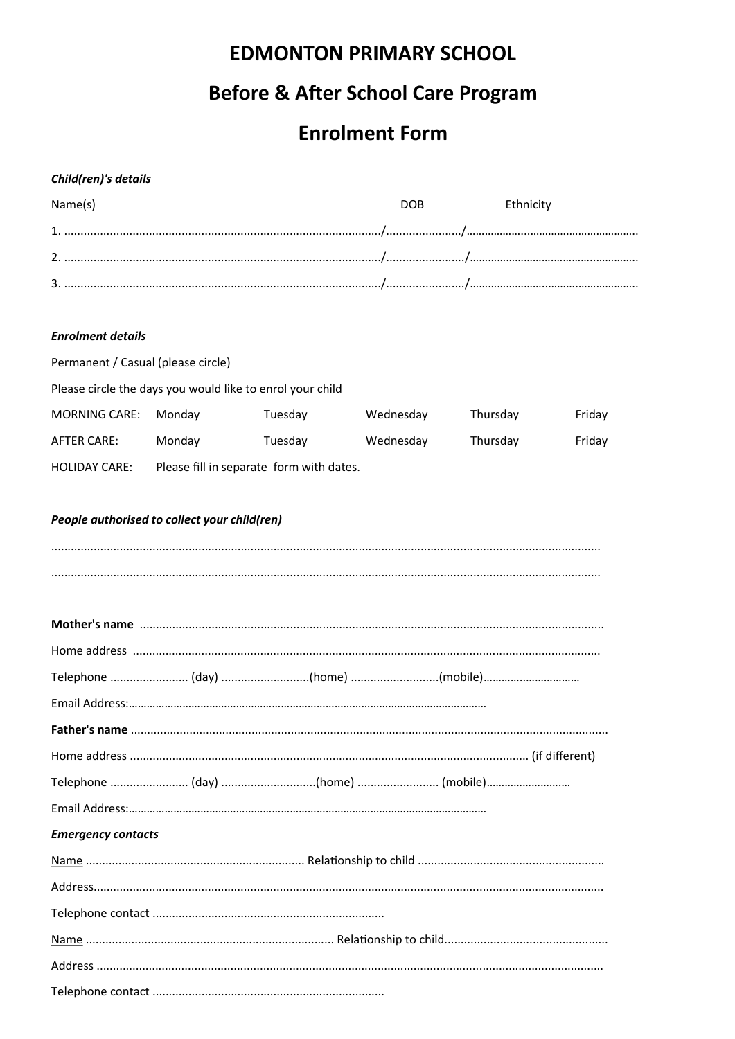# EDMONTON PRIMARY SCHOOL

## Before & After School Care Program

## Enrolment Form

***Child(ren)'s details***

Name(s) DOB Ethnicity

1. ................................................................................................./....................../.......................................................

2. ................................................................................................./......................../.....................................................

3. ................................................................................................./......................../.....................................................

***Enrolment details***

Permanent / Casual (please circle)

Please circle the days you would like to enrol your child

| | | | | | |
|---|---|---|---|---|---|
| MORNING CARE: | Monday | Tuesday | Wednesday | Thursday | Friday |
| AFTER CARE: | Monday | Tuesday | Wednesday | Thursday | Friday |
| HOLIDAY CARE: | Please fill in separate form with dates. | | | | |

***People authorised to collect your child(ren)***

......................................................................................................................................................

......................................................................................................................................................

**Mother's name** ............................................................................................................................................

Home address ............................................................................................................................................

Telephone ........................ (day) ...........................(home) ...........................(mobile)...............................

Email Address:.......................................................................................................................

**Father's name** ................................................................................................................................................

Home address ........................................................................................................................ (if different)

Telephone ........................ (day) .............................(home) ......................... (mobile)...........................

Email Address:.......................................................................................................................

***Emergency contacts***

Name .................................................................. Relationship to child .........................................................

Address.........................................................................................................................................................

Telephone contact ......................................................................

Name ........................................................................... Relationship to child.................................................

Address ........................................................................................................................................................

Telephone contact ......................................................................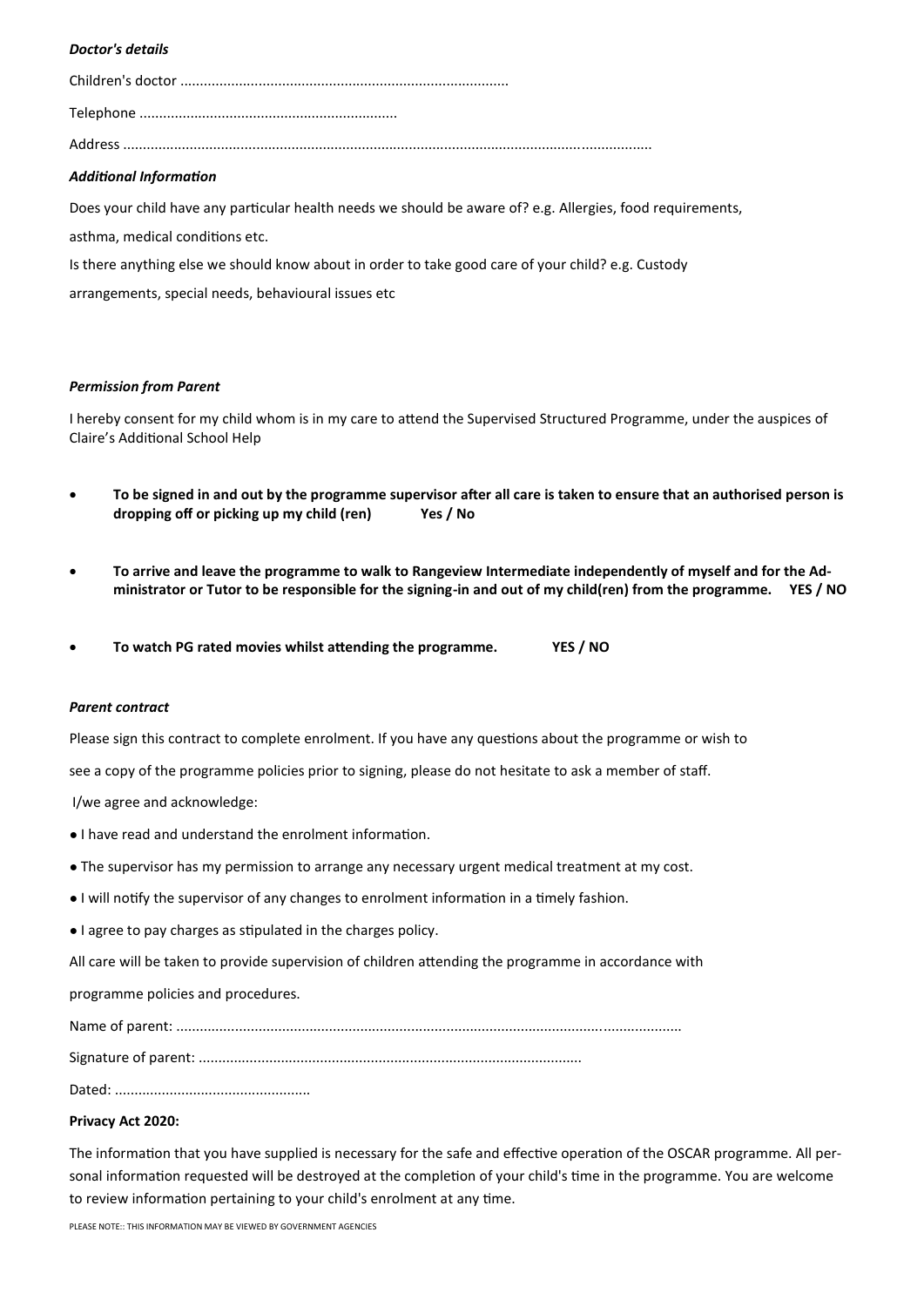***Doctor's details***

Children's doctor ...................................................................................

Telephone .................................................................

Address .....................................................................................................................................

***Additional Information***

Does your child have any particular health needs we should be aware of? e.g. Allergies, food requirements, asthma, medical conditions etc.

Is there anything else we should know about in order to take good care of your child? e.g. Custody arrangements, special needs, behavioural issues etc

***Permission from Parent***

I hereby consent for my child whom is in my care to attend the Supervised Structured Programme, under the auspices of Claire's Additional School Help

- **To be signed in and out by the programme supervisor after all care is taken to ensure that an authorised person is dropping off or picking up my child (ren) Yes / No**
- **To arrive and leave the programme to walk to Rangeview Intermediate independently of myself and for the Administrator or Tutor to be responsible for the signing-in and out of my child(ren) from the programme. YES / NO**
- **To watch PG rated movies whilst attending the programme. YES / NO**

***Parent contract***

Please sign this contract to complete enrolment. If you have any questions about the programme or wish to see a copy of the programme policies prior to signing, please do not hesitate to ask a member of staff.

I/we agree and acknowledge:

- I have read and understand the enrolment information.
- The supervisor has my permission to arrange any necessary urgent medical treatment at my cost.
- I will notify the supervisor of any changes to enrolment information in a timely fashion.
- I agree to pay charges as stipulated in the charges policy.

All care will be taken to provide supervision of children attending the programme in accordance with programme policies and procedures.

Name of parent: ...............................................................................................................................

Signature of parent: .................................................................................................

Dated: ..................................................

**Privacy Act 2020:**

The information that you have supplied is necessary for the safe and effective operation of the OSCAR programme. All personal information requested will be destroyed at the completion of your child's time in the programme. You are welcome to review information pertaining to your child's enrolment at any time.

PLEASE NOTE:: THIS INFORMATION MAY BE VIEWED BY GOVERNMENT AGENCIES